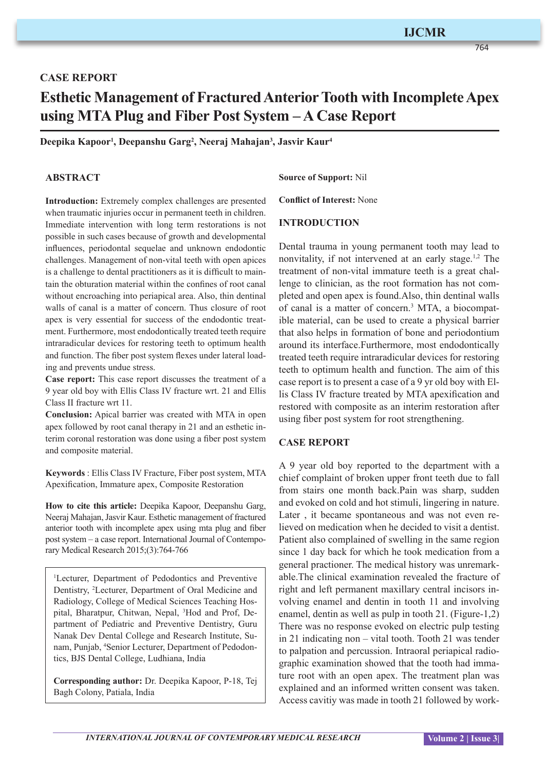CASE REPORT

# Esthetic Management of Fractured Anterior Tooth with Incomplete Apex using MTA Plug and Fiber Post System – A Case Report

**Deepika Kapoor[1], Deepanshu Garg[2], Neeraj Mahajan[3], Jasvir Kaur[4]**

## ABSTRACT

**Introduction:** Extremely complex challenges are presented when traumatic injuries occur in permanent teeth in children. Immediate intervention with long term restorations is not possible in such cases because of growth and developmental influences, periodontal sequelae and unknown endodontic challenges. Management of non-vital teeth with open apices is a challenge to dental practitioners as it is difficult to maintain the obturation material within the confines of root canal without encroaching into periapical area. Also, thin dentinal walls of canal is a matter of concern. Thus closure of root apex is very essential for success of the endodontic treatment. Furthermore, most endodontically treated teeth require intraradicular devices for restoring teeth to optimum health and function. The fiber post system flexes under lateral loading and prevents undue stress.

**Case report:** This case report discusses the treatment of a 9 year old boy with Ellis Class IV fracture wrt. 21 and Ellis Class II fracture wrt 11.

**Conclusion:** Apical barrier was created with MTA in open apex followed by root canal therapy in 21 and an esthetic interim coronal restoration was done using a fiber post system and composite material.

**Keywords** : Ellis Class IV Fracture, Fiber post system, MTA Apexification, Immature apex, Composite Restoration

**How to cite this article:** Deepika Kapoor, Deepanshu Garg, Neeraj Mahajan, Jasvir Kaur. Esthetic management of fractured anterior tooth with incomplete apex using mta plug and fiber post system – a case report. International Journal of Contemporary Medical Research 2015;(3):764-766

[1]Lecturer, Department of Pedodontics and Preventive Dentistry, [2]Lecturer, Department of Oral Medicine and Radiology, College of Medical Sciences Teaching Hospital, Bharatpur, Chitwan, Nepal, [3]Hod and Prof, Department of Pediatric and Preventive Dentistry, Guru Nanak Dev Dental College and Research Institute, Sunam, Punjab, [4]Senior Lecturer, Department of Pedodontics, BJS Dental College, Ludhiana, India

**Corresponding author:** Dr. Deepika Kapoor, P-18, Tej Bagh Colony, Patiala, India

**Source of Support:** Nil

**Conflict of Interest:** None

## INTRODUCTION

Dental trauma in young permanent tooth may lead to nonvitality, if not intervened at an early stage.[1,2] The treatment of non-vital immature teeth is a great challenge to clinician, as the root formation has not completed and open apex is found.Also, thin dentinal walls of canal is a matter of concern.[3] MTA, a biocompatible material, can be used to create a physical barrier that also helps in formation of bone and periodontium around its interface.Furthermore, most endodontically treated teeth require intraradicular devices for restoring teeth to optimum health and function. The aim of this case report is to present a case of a 9 yr old boy with Ellis Class IV fracture treated by MTA apexification and restored with composite as an interim restoration after using fiber post system for root strengthening.

## CASE REPORT

A 9 year old boy reported to the department with a chief complaint of broken upper front teeth due to fall from stairs one month back.Pain was sharp, sudden and evoked on cold and hot stimuli, lingering in nature. Later , it became spontaneous and was not even relieved on medication when he decided to visit a dentist. Patient also complained of swelling in the same region since 1 day back for which he took medication from a general practioner. The medical history was unremarkable.The clinical examination revealed the fracture of right and left permanent maxillary central incisors involving enamel and dentin in tooth 11 and involving enamel, dentin as well as pulp in tooth 21. (Figure-1,2) There was no response evoked on electric pulp testing in 21 indicating non – vital tooth. Tooth 21 was tender to palpation and percussion. Intraoral periapical radiographic examination showed that the tooth had immature root with an open apex. The treatment plan was explained and an informed written consent was taken. Access cavitiy was made in tooth 21 followed by work-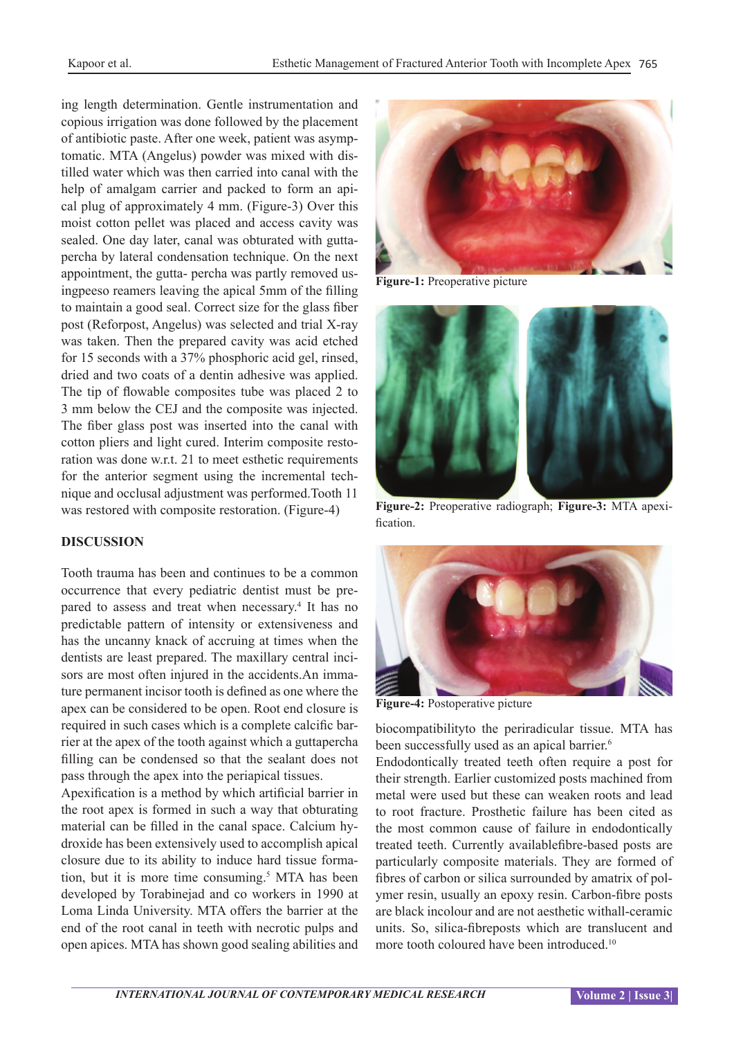ing length determination. Gentle instrumentation and copious irrigation was done followed by the placement of antibiotic paste. After one week, patient was asymptomatic. MTA (Angelus) powder was mixed with distilled water which was then carried into canal with the help of amalgam carrier and packed to form an apical plug of approximately 4 mm. (Figure-3) Over this moist cotton pellet was placed and access cavity was sealed. One day later, canal was obturated with gutta-percha by lateral condensation technique. On the next appointment, the gutta- percha was partly removed usingpeeso reamers leaving the apical 5mm of the filling to maintain a good seal. Correct size for the glass fiber post (Reforpost, Angelus) was selected and trial X-ray was taken. Then the prepared cavity was acid etched for 15 seconds with a 37% phosphoric acid gel, rinsed, dried and two coats of a dentin adhesive was applied. The tip of flowable composites tube was placed 2 to 3 mm below the CEJ and the composite was injected. The fiber glass post was inserted into the canal with cotton pliers and light cured. Interim composite restoration was done w.r.t. 21 to meet esthetic requirements for the anterior segment using the incremental technique and occlusal adjustment was performed.Tooth 11 was restored with composite restoration. (Figure-4)

**Figure-1:** Preoperative picture

**Figure-2:** Preoperative radiograph; **Figure-3:** MTA apexification.

**Figure-4:** Postoperative picture

## DISCUSSION

Tooth trauma has been and continues to be a common occurrence that every pediatric dentist must be prepared to assess and treat when necessary.[4] It has no predictable pattern of intensity or extensiveness and has the uncanny knack of accruing at times when the dentists are least prepared. The maxillary central incisors are most often injured in the accidents.An immature permanent incisor tooth is defined as one where the apex can be considered to be open. Root end closure is required in such cases which is a complete calcific barrier at the apex of the tooth against which a guttaperchа filling can be condensed so that the sealant does not pass through the apex into the periapical tissues.

Apexification is a method by which artificial barrier in the root apex is formed in such a way that obturating material can be filled in the canal space. Calcium hydroxide has been extensively used to accomplish apical closure due to its ability to induce hard tissue formation, but it is more time consuming.[5] MTA has been developed by Torabinejad and co workers in 1990 at Loma Linda University. MTA offers the barrier at the end of the root canal in teeth with necrotic pulps and open apices. MTA has shown good sealing abilities and biocompatibilityto the periradicular tissue. MTA has been successfully used as an apical barrier.[6]

Endodontically treated teeth often require a post for their strength. Earlier customized posts machined from metal were used but these can weaken roots and lead to root fracture. Prosthetic failure has been cited as the most common cause of failure in endodontically treated teeth. Currently availablefibre-based posts are particularly composite materials. They are formed of fibres of carbon or silica surrounded by amatrix of polymer resin, usually an epoxy resin. Carbon-fibre posts are black incolour and are not aesthetic withall-ceramic units. So, silica-fibreposts which are translucent and more tooth coloured have been introduced.[10]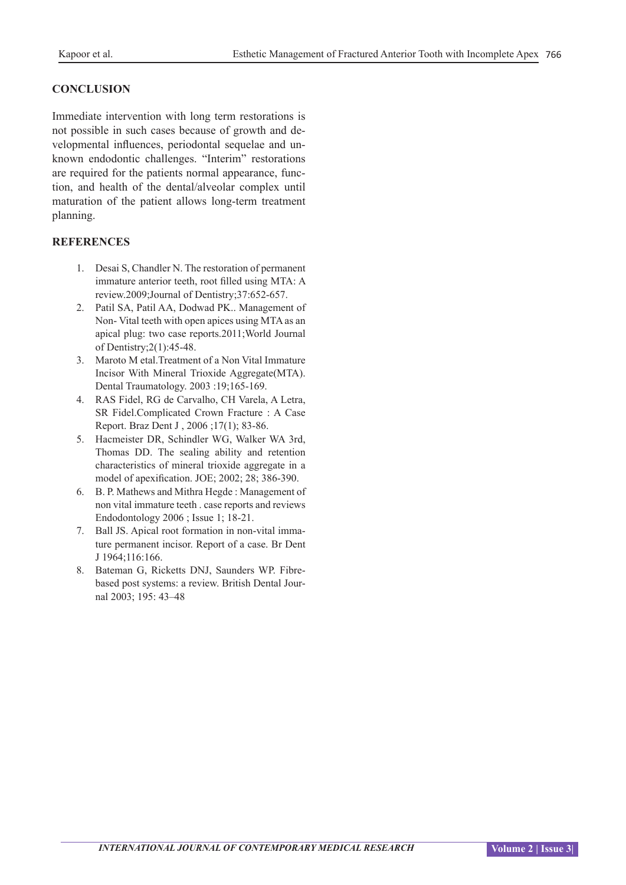## CONCLUSION

Immediate intervention with long term restorations is not possible in such cases because of growth and developmental influences, periodontal sequelae and unknown endodontic challenges. "Interim" restorations are required for the patients normal appearance, function, and health of the dental/alveolar complex until maturation of the patient allows long-term treatment planning.

## REFERENCES

1. Desai S, Chandler N. The restoration of permanent immature anterior teeth, root filled using MTA: A review.2009;Journal of Dentistry;37:652-657.
2. Patil SA, Patil AA, Dodwad PK.. Management of Non- Vital teeth with open apices using MTA as an apical plug: two case reports.2011;World Journal of Dentistry;2(1):45-48.
3. Maroto M etal.Treatment of a Non Vital Immature Incisor With Mineral Trioxide Aggregate(MTA). Dental Traumatology. 2003 :19;165-169.
4. RAS Fidel, RG de Carvalho, CH Varela, A Letra, SR Fidel.Complicated Crown Fracture : A Case Report. Braz Dent J , 2006 ;17(1); 83-86.
5. Hacmeister DR, Schindler WG, Walker WA 3rd, Thomas DD. The sealing ability and retention characteristics of mineral trioxide aggregate in a model of apexification. JOE; 2002; 28; 386-390.
6. B. P. Mathews and Mithra Hegde : Management of non vital immature teeth . case reports and reviews Endodontology 2006 ; Issue 1; 18-21.
7. Ball JS. Apical root formation in non-vital immature permanent incisor. Report of a case. Br Dent J 1964;116:166.
8. Bateman G, Ricketts DNJ, Saunders WP. Fibre-based post systems: a review. British Dental Journal 2003; 195: 43–48